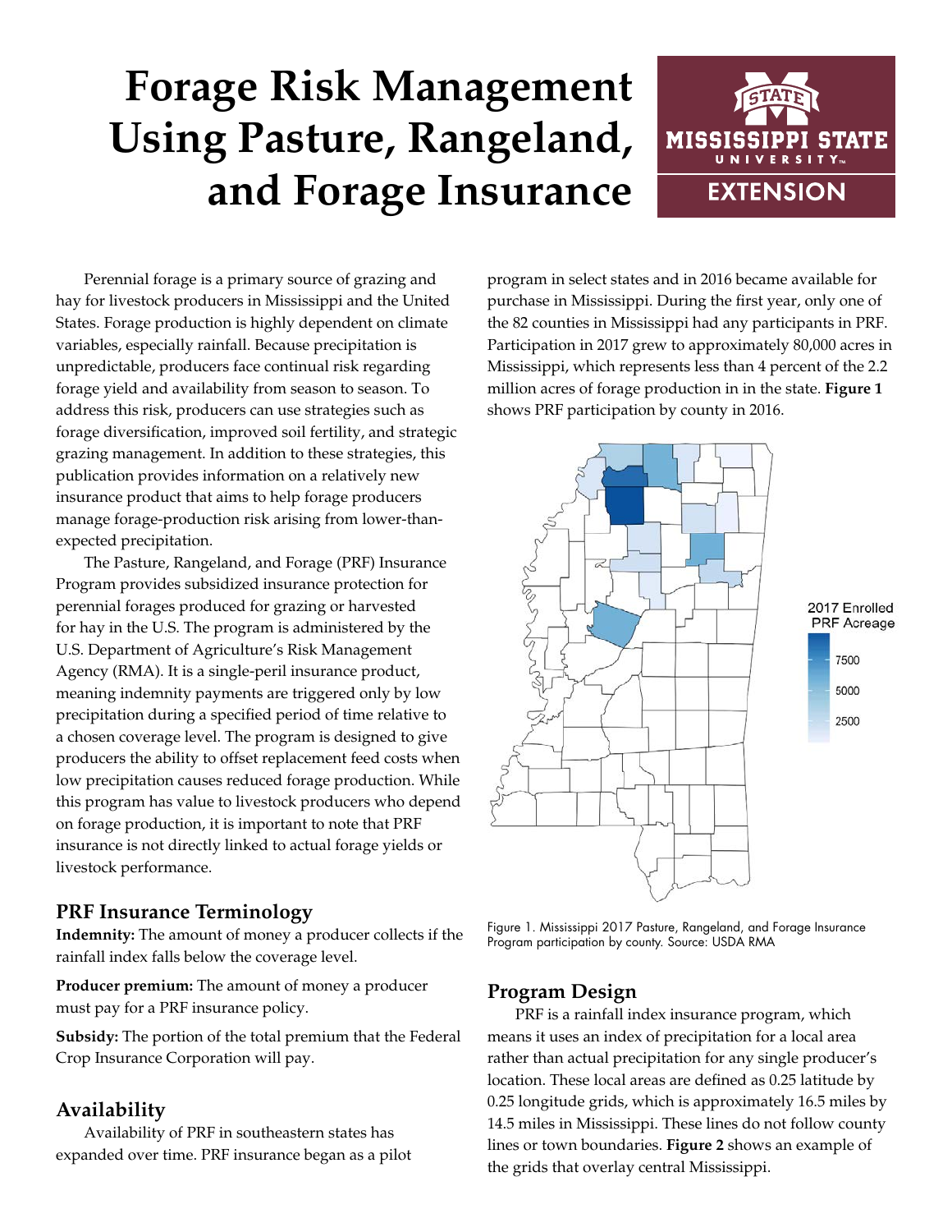# Forage Risk Management Using Pasture, Rangeland, and Forage Insurance

Perennial forage is a primary source of grazing and hay for livestock producers in Mississippi and the United States. Forage production is highly dependent on climate variables, especially rainfall. Because precipitation is unpredictable, producers face continual risk regarding forage yield and availability from season to season. To address this risk, producers can use strategies such as forage diversification, improved soil fertility, and strategic grazing management. In addition to these strategies, this publication provides information on a relatively new insurance product that aims to help forage producers manage forage-production risk arising from lower-than-expected precipitation.

The Pasture, Rangeland, and Forage (PRF) Insurance Program provides subsidized insurance protection for perennial forages produced for grazing or harvested for hay in the U.S. The program is administered by the U.S. Department of Agriculture's Risk Management Agency (RMA). It is a single-peril insurance product, meaning indemnity payments are triggered only by low precipitation during a specified period of time relative to a chosen coverage level. The program is designed to give producers the ability to offset replacement feed costs when low precipitation causes reduced forage production. While this program has value to livestock producers who depend on forage production, it is important to note that PRF insurance is not directly linked to actual forage yields or livestock performance.

## PRF Insurance Terminology

**Indemnity:** The amount of money a producer collects if the rainfall index falls below the coverage level.

**Producer premium:** The amount of money a producer must pay for a PRF insurance policy.

**Subsidy:** The portion of the total premium that the Federal Crop Insurance Corporation will pay.

## Availability

Availability of PRF in southeastern states has expanded over time. PRF insurance began as a pilot program in select states and in 2016 became available for purchase in Mississippi. During the first year, only one of the 82 counties in Mississippi had any participants in PRF. Participation in 2017 grew to approximately 80,000 acres in Mississippi, which represents less than 4 percent of the 2.2 million acres of forage production in in the state. **Figure 1** shows PRF participation by county in 2016.

Figure 1. Mississippi 2017 Pasture, Rangeland, and Forage Insurance Program participation by county. Source: USDA RMA

## Program Design

PRF is a rainfall index insurance program, which means it uses an index of precipitation for a local area rather than actual precipitation for any single producer's location. These local areas are defined as 0.25 latitude by 0.25 longitude grids, which is approximately 16.5 miles by 14.5 miles in Mississippi. These lines do not follow county lines or town boundaries. **Figure 2** shows an example of the grids that overlay central Mississippi.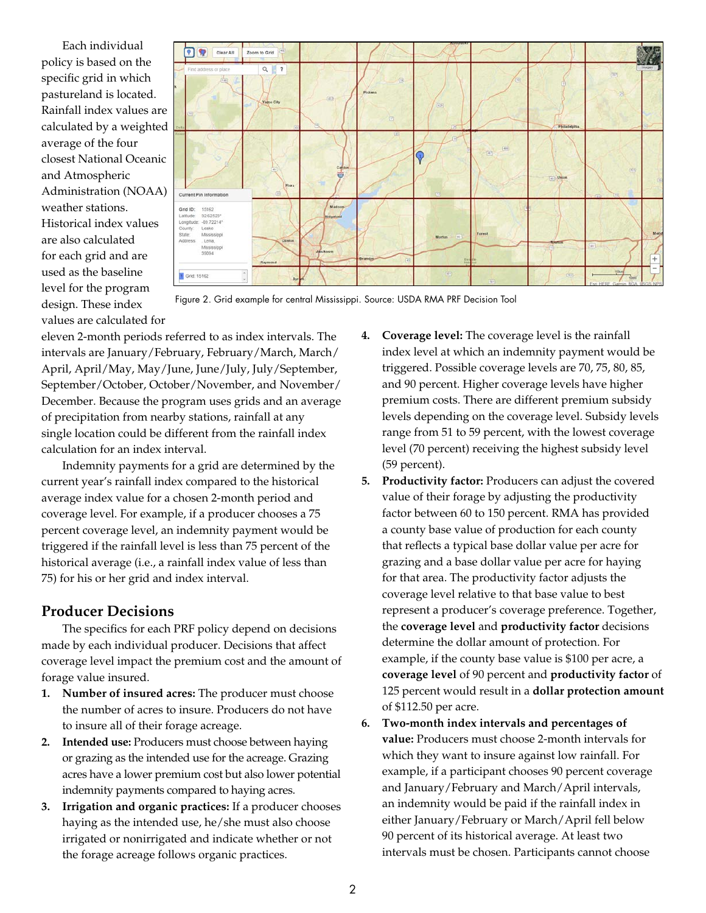Each individual policy is based on the specific grid in which pastureland is located. Rainfall index values are calculated by a weighted average of the four closest National Oceanic and Atmospheric Administration (NOAA) weather stations. Historical index values are also calculated for each grid and are used as the baseline level for the program design. These index values are calculated for eleven 2-month periods referred to as index intervals. The intervals are January/February, February/March, March/April, April/May, May/June, June/July, July/September, September/October, October/November, and November/December. Because the program uses grids and an average of precipitation from nearby stations, rainfall at any single location could be different from the rainfall index calculation for an index interval.

Figure 2. Grid example for central Mississippi. Source: USDA RMA PRF Decision Tool

Indemnity payments for a grid are determined by the current year's rainfall index compared to the historical average index value for a chosen 2-month period and coverage level. For example, if a producer chooses a 75 percent coverage level, an indemnity payment would be triggered if the rainfall level is less than 75 percent of the historical average (i.e., a rainfall index value of less than 75) for his or her grid and index interval.

## Producer Decisions

The specifics for each PRF policy depend on decisions made by each individual producer. Decisions that affect coverage level impact the premium cost and the amount of forage value insured.

1. **Number of insured acres:** The producer must choose the number of acres to insure. Producers do not have to insure all of their forage acreage.
2. **Intended use:** Producers must choose between haying or grazing as the intended use for the acreage. Grazing acres have a lower premium cost but also lower potential indemnity payments compared to haying acres.
3. **Irrigation and organic practices:** If a producer chooses haying as the intended use, he/she must also choose irrigated or nonirrigated and indicate whether or not the forage acreage follows organic practices.
4. **Coverage level:** The coverage level is the rainfall index level at which an indemnity payment would be triggered. Possible coverage levels are 70, 75, 80, 85, and 90 percent. Higher coverage levels have higher premium costs. There are different premium subsidy levels depending on the coverage level. Subsidy levels range from 51 to 59 percent, with the lowest coverage level (70 percent) receiving the highest subsidy level (59 percent).
5. **Productivity factor:** Producers can adjust the covered value of their forage by adjusting the productivity factor between 60 to 150 percent. RMA has provided a county base value of production for each county that reflects a typical base dollar value per acre for grazing and a base dollar value per acre for haying for that area. The productivity factor adjusts the coverage level relative to that base value to best represent a producer's coverage preference. Together, the **coverage level** and **productivity factor** decisions determine the dollar amount of protection. For example, if the county base value is $100 per acre, a **coverage level** of 90 percent and **productivity factor** of 125 percent would result in a **dollar protection amount** of $112.50 per acre.
6. **Two-month index intervals and percentages of value:** Producers must choose 2-month intervals for which they want to insure against low rainfall. For example, if a participant chooses 90 percent coverage and January/February and March/April intervals, an indemnity would be paid if the rainfall index in either January/February or March/April fell below 90 percent of its historical average. At least two intervals must be chosen. Participants cannot choose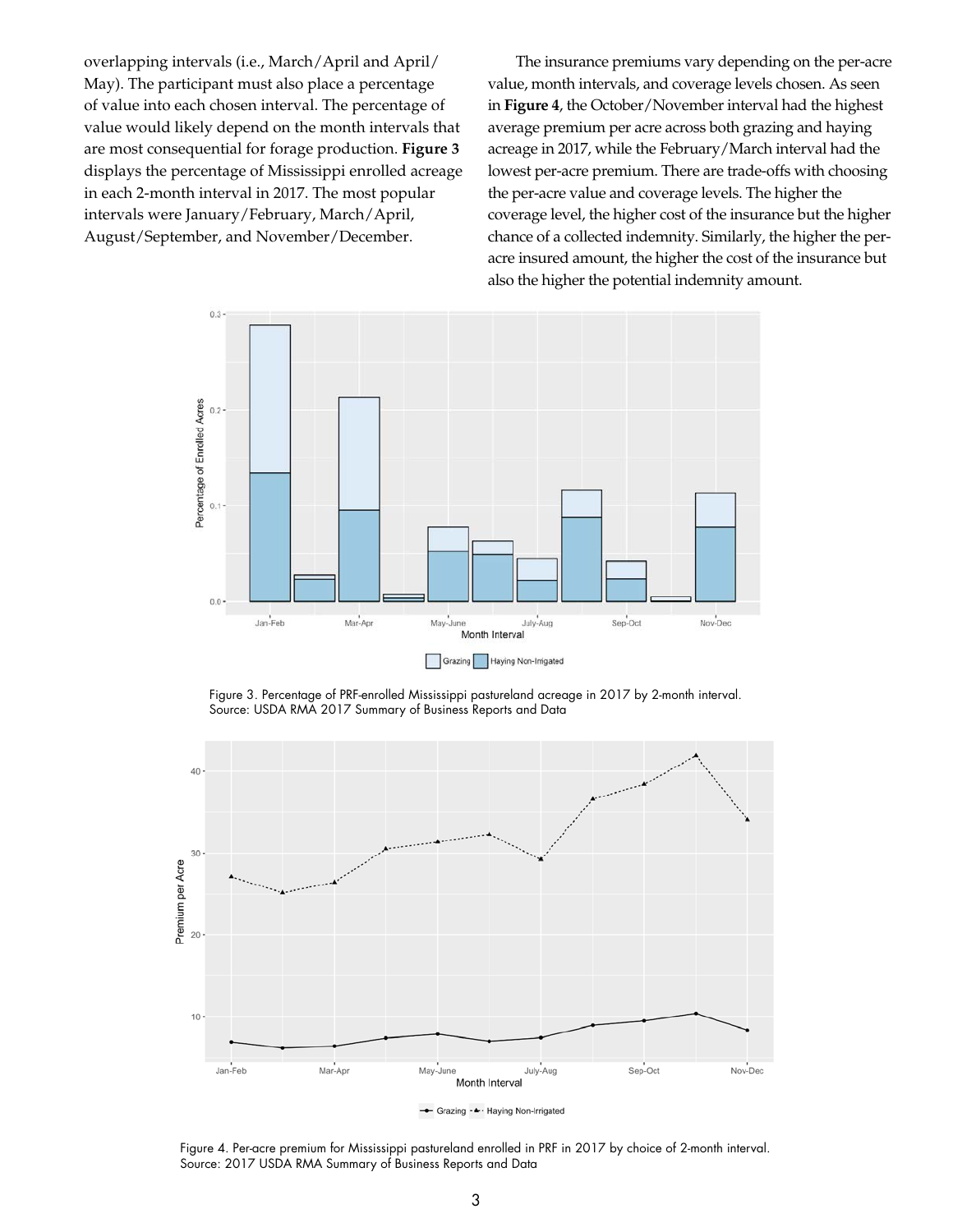overlapping intervals (i.e., March/April and April/May). The participant must also place a percentage of value into each chosen interval. The percentage of value would likely depend on the month intervals that are most consequential for forage production. **Figure 3** displays the percentage of Mississippi enrolled acreage in each 2-month interval in 2017. The most popular intervals were January/February, March/April, August/September, and November/December.

The insurance premiums vary depending on the per-acre value, month intervals, and coverage levels chosen. As seen in **Figure 4**, the October/November interval had the highest average premium per acre across both grazing and haying acreage in 2017, while the February/March interval had the lowest per-acre premium. There are trade-offs with choosing the per-acre value and coverage levels. The higher the coverage level, the higher cost of the insurance but the higher chance of a collected indemnity. Similarly, the higher the per-acre insured amount, the higher the cost of the insurance but also the higher the potential indemnity amount.

Figure 3. Percentage of PRF-enrolled Mississippi pastureland acreage in 2017 by 2-month interval. Source: USDA RMA 2017 Summary of Business Reports and Data

Figure 4. Per-acre premium for Mississippi pastureland enrolled in PRF in 2017 by choice of 2-month interval. Source: 2017 USDA RMA Summary of Business Reports and Data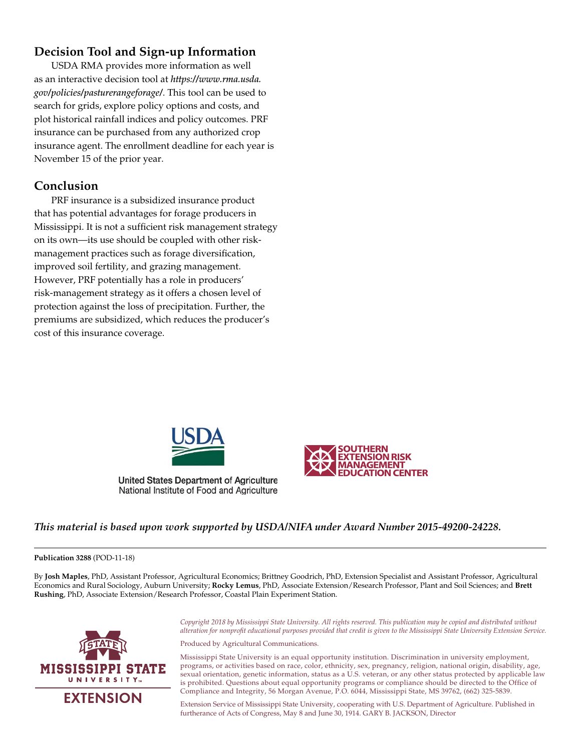## Decision Tool and Sign-up Information

USDA RMA provides more information as well as an interactive decision tool at ***https://www.rma.usda.gov/policies/pasturerangeforage/***. This tool can be used to search for grids, explore policy options and costs, and plot historical rainfall indices and policy outcomes. PRF insurance can be purchased from any authorized crop insurance agent. The enrollment deadline for each year is November 15 of the prior year.

## Conclusion

PRF insurance is a subsidized insurance product that has potential advantages for forage producers in Mississippi. It is not a sufficient risk management strategy on its own—its use should be coupled with other risk-management practices such as forage diversification, improved soil fertility, and grazing management. However, PRF potentially has a role in producers' risk-management strategy as it offers a chosen level of protection against the loss of precipitation. Further, the premiums are subsidized, which reduces the producer's cost of this insurance coverage.

USDA

United States Department of Agriculture
National Institute of Food and Agriculture

SOUTHERN EXTENSION RISK MANAGEMENT EDUCATION CENTER

***This material is based upon work supported by USDA/NIFA under Award Number 2015-49200-24228.***

---

**Publication 3288** (POD-11-18)

By **Josh Maples**, PhD, Assistant Professor, Agricultural Economics; Brittney Goodrich, PhD, Extension Specialist and Assistant Professor, Agricultural Economics and Rural Sociology, Auburn University; **Rocky Lemus**, PhD, Associate Extension/Research Professor, Plant and Soil Sciences; and **Brett Rushing**, PhD, Associate Extension/Research Professor, Coastal Plain Experiment Station.

MISSISSIPPI STATE UNIVERSITY EXTENSION

*Copyright 2018 by Mississippi State University. All rights reserved. This publication may be copied and distributed without alteration for nonprofit educational purposes provided that credit is given to the Mississippi State University Extension Service.*

Produced by Agricultural Communications.

Mississippi State University is an equal opportunity institution. Discrimination in university employment, programs, or activities based on race, color, ethnicity, sex, pregnancy, religion, national origin, disability, age, sexual orientation, genetic information, status as a U.S. veteran, or any other status protected by applicable law is prohibited. Questions about equal opportunity programs or compliance should be directed to the Office of Compliance and Integrity, 56 Morgan Avenue, P.O. 6044, Mississippi State, MS 39762, (662) 325-5839.

Extension Service of Mississippi State University, cooperating with U.S. Department of Agriculture. Published in furtherance of Acts of Congress, May 8 and June 30, 1914. GARY B. JACKSON, Director